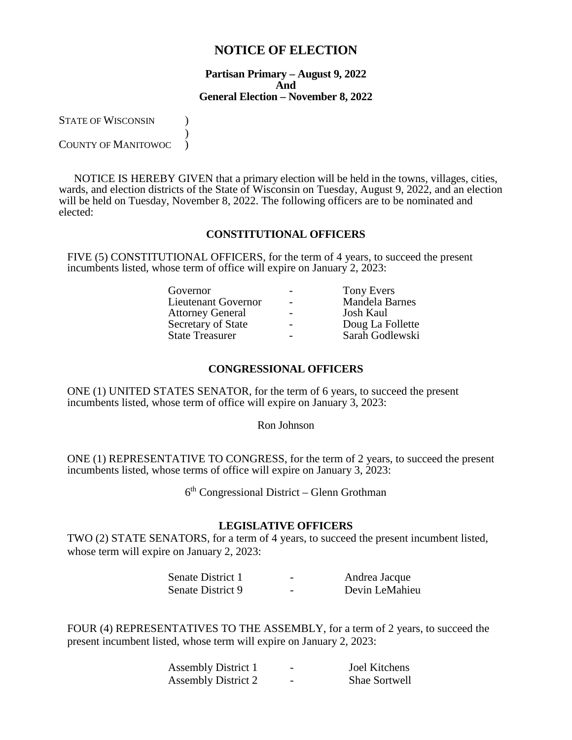# NOTICE OF ELECTION

**Partisan Primary – August 9, 2022**
**And**
**General Election – November 8, 2022**

STATE OF WISCONSIN )
)
COUNTY OF MANITOWOC )

NOTICE IS HEREBY GIVEN that a primary election will be held in the towns, villages, cities, wards, and election districts of the State of Wisconsin on Tuesday, August 9, 2022, and an election will be held on Tuesday, November 8, 2022. The following officers are to be nominated and elected:

## CONSTITUTIONAL OFFICERS

FIVE (5) CONSTITUTIONAL OFFICERS, for the term of 4 years, to succeed the present incumbents listed, whose term of office will expire on January 2, 2023:

| | | |
|---|---|---|
| Governor | - | Tony Evers |
| Lieutenant Governor | - | Mandela Barnes |
| Attorney General | - | Josh Kaul |
| Secretary of State | - | Doug La Follette |
| State Treasurer | - | Sarah Godlewski |

## CONGRESSIONAL OFFICERS

ONE (1) UNITED STATES SENATOR, for the term of 6 years, to succeed the present incumbents listed, whose term of office will expire on January 3, 2023:

Ron Johnson

ONE (1) REPRESENTATIVE TO CONGRESS, for the term of 2 years, to succeed the present incumbents listed, whose terms of office will expire on January 3, 2023:

6th Congressional District – Glenn Grothman

## LEGISLATIVE OFFICERS

TWO (2) STATE SENATORS, for a term of 4 years, to succeed the present incumbent listed, whose term will expire on January 2, 2023:

| | | |
|---|---|---|
| Senate District 1 | - | Andrea Jacque |
| Senate District 9 | - | Devin LeMahieu |

FOUR (4) REPRESENTATIVES TO THE ASSEMBLY, for a term of 2 years, to succeed the present incumbent listed, whose term will expire on January 2, 2023:

| | | |
|---|---|---|
| Assembly District 1 | - | Joel Kitchens |
| Assembly District 2 | - | Shae Sortwell |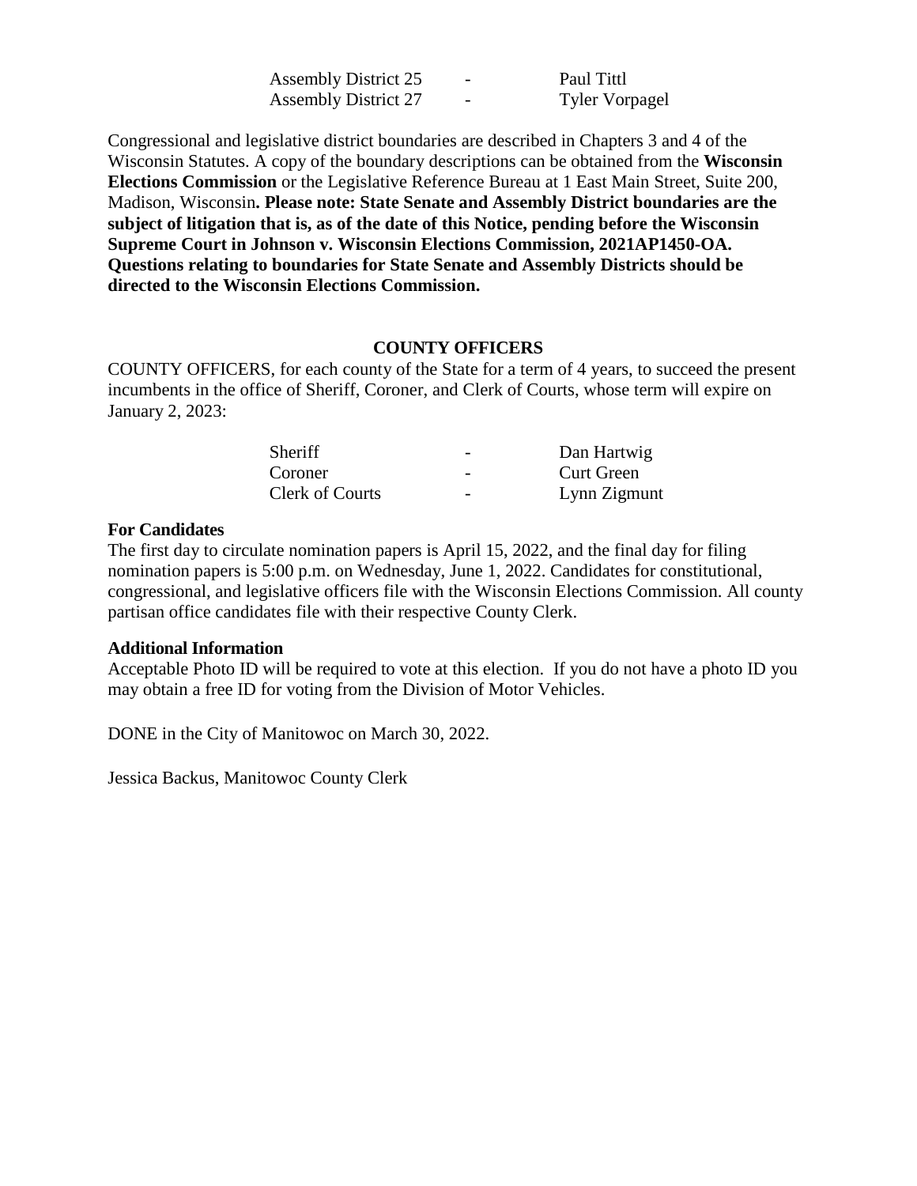| | | |
|---|---|---|
| Assembly District 25 | - | Paul Tittl |
| Assembly District 27 | - | Tyler Vorpagel |

Congressional and legislative district boundaries are described in Chapters 3 and 4 of the Wisconsin Statutes. A copy of the boundary descriptions can be obtained from the **Wisconsin Elections Commission** or the Legislative Reference Bureau at 1 East Main Street, Suite 200, Madison, Wisconsin**. Please note: State Senate and Assembly District boundaries are the subject of litigation that is, as of the date of this Notice, pending before the Wisconsin Supreme Court in Johnson v. Wisconsin Elections Commission, 2021AP1450-OA. Questions relating to boundaries for State Senate and Assembly Districts should be directed to the Wisconsin Elections Commission.**

## COUNTY OFFICERS

COUNTY OFFICERS, for each county of the State for a term of 4 years, to succeed the present incumbents in the office of Sheriff, Coroner, and Clerk of Courts, whose term will expire on January 2, 2023:

| | | |
|---|---|---|
| Sheriff | - | Dan Hartwig |
| Coroner | - | Curt Green |
| Clerk of Courts | - | Lynn Zigmunt |

**For Candidates**

The first day to circulate nomination papers is April 15, 2022, and the final day for filing nomination papers is 5:00 p.m. on Wednesday, June 1, 2022. Candidates for constitutional, congressional, and legislative officers file with the Wisconsin Elections Commission. All county partisan office candidates file with their respective County Clerk.

**Additional Information**

Acceptable Photo ID will be required to vote at this election. If you do not have a photo ID you may obtain a free ID for voting from the Division of Motor Vehicles.

DONE in the City of Manitowoc on March 30, 2022.

Jessica Backus, Manitowoc County Clerk